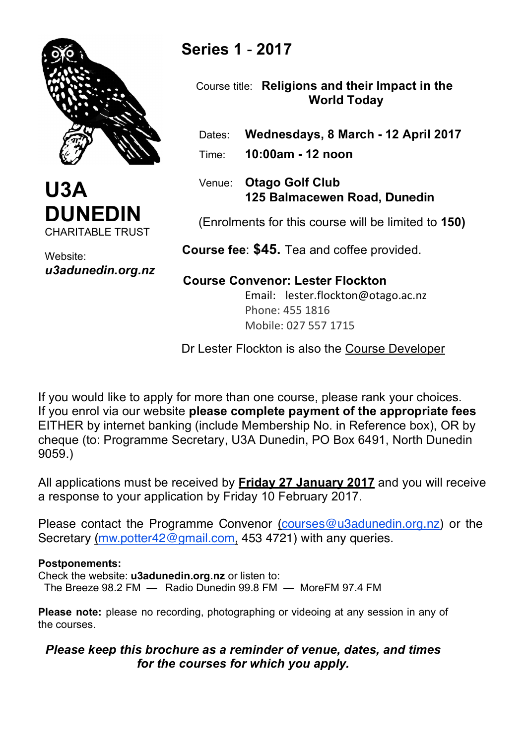# U3A DUNEDIN

CHARITABLE TRUST

Website:
***u3adunedin.org.nz***

## Series 1 - 2017

Course title: **Religions and their Impact in the World Today**

Dates: **Wednesdays, 8 March - 12 April 2017**

Time: **10:00am - 12 noon**

Venue: **Otago Golf Club**
**125 Balmacewen Road, Dunedin**

(Enrolments for this course will be limited to **150)**

**Course fee**: **$45.** Tea and coffee provided.

**Course Convenor: Lester Flockton**
Email: lester.flockton@otago.ac.nz
Phone: 455 1816
Mobile: 027 557 1715

Dr Lester Flockton is also the Course Developer

If you would like to apply for more than one course, please rank your choices. If you enrol via our website **please complete payment of the appropriate fees** EITHER by internet banking (include Membership No. in Reference box), OR by cheque (to: Programme Secretary, U3A Dunedin, PO Box 6491, North Dunedin 9059.)

All applications must be received by **Friday 27 January 2017** and you will receive a response to your application by Friday 10 February 2017.

Please contact the Programme Convenor (courses@u3adunedin.org.nz) or the Secretary (mw.potter42@gmail.com, 453 4721) with any queries.

**Postponements:**
Check the website: **u3adunedin.org.nz** or listen to:
The Breeze 98.2 FM — Radio Dunedin 99.8 FM — MoreFM 97.4 FM

**Please note:** please no recording, photographing or videoing at any session in any of the courses.

***Please keep this brochure as a reminder of venue, dates, and times for the courses for which you apply.***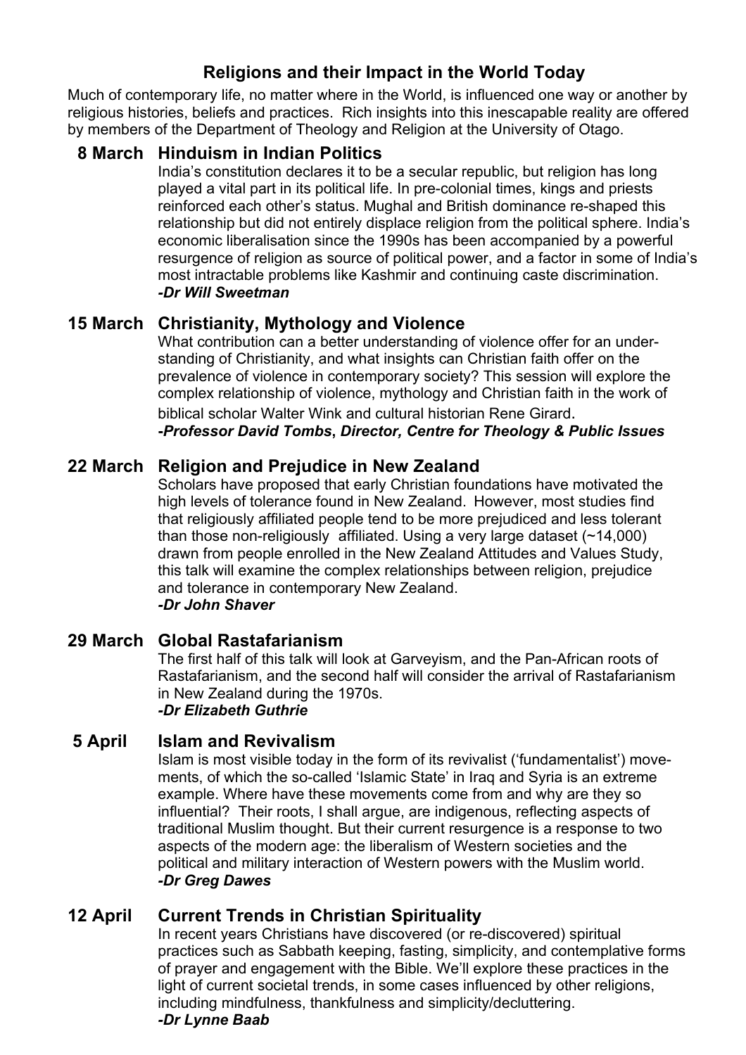## Religions and their Impact in the World Today

Much of contemporary life, no matter where in the World, is influenced one way or another by religious histories, beliefs and practices. Rich insights into this inescapable reality are offered by members of the Department of Theology and Religion at the University of Otago.

### 8 March Hinduism in Indian Politics

India's constitution declares it to be a secular republic, but religion has long played a vital part in its political life. In pre-colonial times, kings and priests reinforced each other's status. Mughal and British dominance re-shaped this relationship but did not entirely displace religion from the political sphere. India's economic liberalisation since the 1990s has been accompanied by a powerful resurgence of religion as source of political power, and a factor in some of India's most intractable problems like Kashmir and continuing caste discrimination.

***-Dr Will Sweetman***

### 15 March Christianity, Mythology and Violence

What contribution can a better understanding of violence offer for an understanding of Christianity, and what insights can Christian faith offer on the prevalence of violence in contemporary society? This session will explore the complex relationship of violence, mythology and Christian faith in the work of biblical scholar Walter Wink and cultural historian Rene Girard.

***-Professor David Tombs, Director, Centre for Theology & Public Issues***

### 22 March Religion and Prejudice in New Zealand

Scholars have proposed that early Christian foundations have motivated the high levels of tolerance found in New Zealand. However, most studies find that religiously affiliated people tend to be more prejudiced and less tolerant than those non-religiously affiliated. Using a very large dataset (~14,000) drawn from people enrolled in the New Zealand Attitudes and Values Study, this talk will examine the complex relationships between religion, prejudice and tolerance in contemporary New Zealand.

***-Dr John Shaver***

### 29 March Global Rastafarianism

The first half of this talk will look at Garveyism, and the Pan-African roots of Rastafarianism, and the second half will consider the arrival of Rastafarianism in New Zealand during the 1970s.

***-Dr Elizabeth Guthrie***

### 5 April Islam and Revivalism

Islam is most visible today in the form of its revivalist ('fundamentalist') movements, of which the so-called 'Islamic State' in Iraq and Syria is an extreme example. Where have these movements come from and why are they so influential? Their roots, I shall argue, are indigenous, reflecting aspects of traditional Muslim thought. But their current resurgence is a response to two aspects of the modern age: the liberalism of Western societies and the political and military interaction of Western powers with the Muslim world.

***-Dr Greg Dawes***

### 12 April Current Trends in Christian Spirituality

In recent years Christians have discovered (or re-discovered) spiritual practices such as Sabbath keeping, fasting, simplicity, and contemplative forms of prayer and engagement with the Bible. We'll explore these practices in the light of current societal trends, in some cases influenced by other religions, including mindfulness, thankfulness and simplicity/decluttering.

***-Dr Lynne Baab***